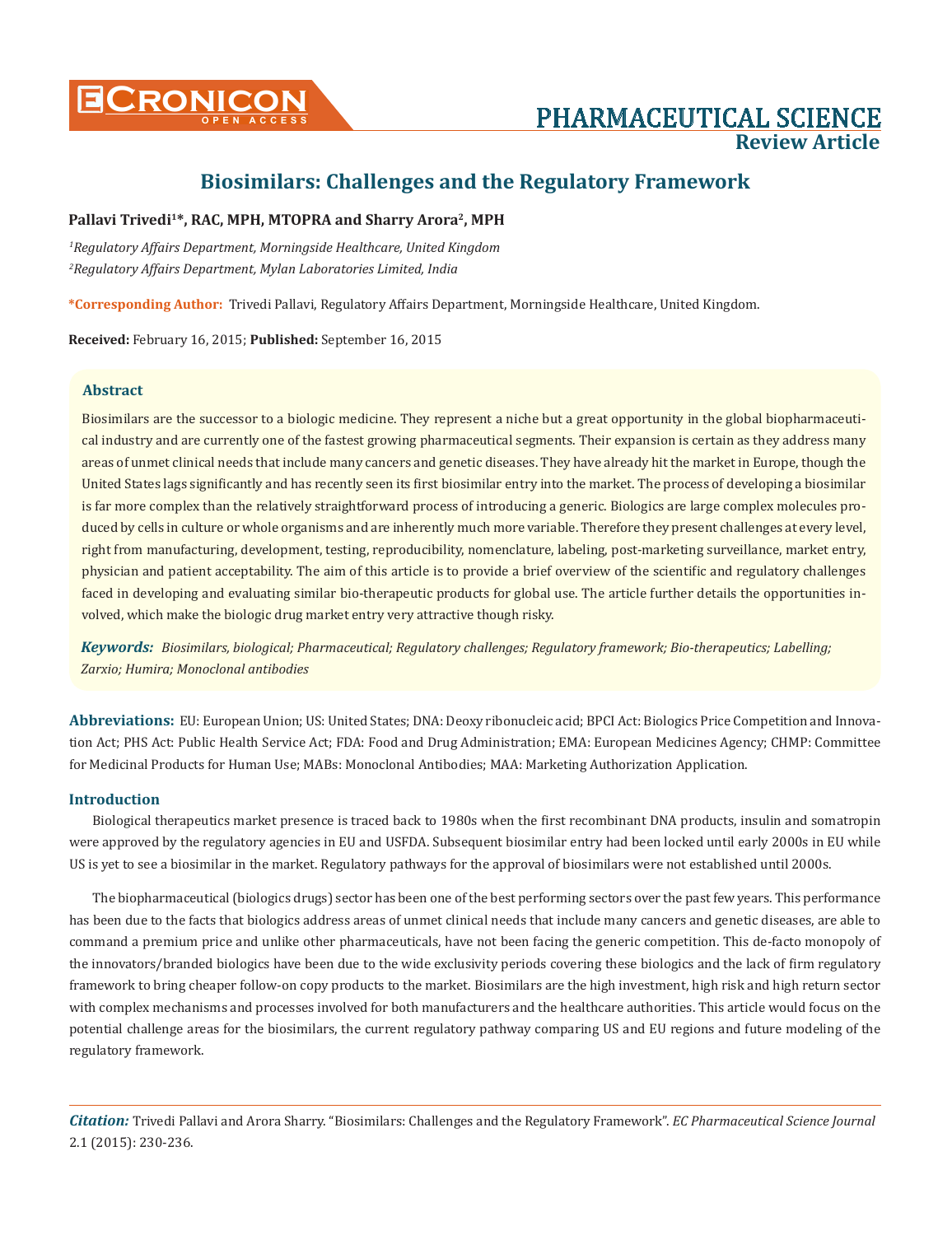# Biosimilars: Challenges and the Regulatory Framework

**Pallavi Trivedi[1]*, RAC, MPH, MTOPRA and Sharry Arora[2], MPH**

*[1]Regulatory Affairs Department, Morningside Healthcare, United Kingdom*

*[2]Regulatory Affairs Department, Mylan Laboratories Limited, India*

**\*Corresponding Author:** Trivedi Pallavi, Regulatory Affairs Department, Morningside Healthcare, United Kingdom.

**Received:** February 16, 2015; **Published:** September 16, 2015

## Abstract

Biosimilars are the successor to a biologic medicine. They represent a niche but a great opportunity in the global biopharmaceutical industry and are currently one of the fastest growing pharmaceutical segments. Their expansion is certain as they address many areas of unmet clinical needs that include many cancers and genetic diseases. They have already hit the market in Europe, though the United States lags significantly and has recently seen its first biosimilar entry into the market. The process of developing a biosimilar is far more complex than the relatively straightforward process of introducing a generic. Biologics are large complex molecules produced by cells in culture or whole organisms and are inherently much more variable. Therefore they present challenges at every level, right from manufacturing, development, testing, reproducibility, nomenclature, labeling, post-marketing surveillance, market entry, physician and patient acceptability. The aim of this article is to provide a brief overview of the scientific and regulatory challenges faced in developing and evaluating similar bio-therapeutic products for global use. The article further details the opportunities involved, which make the biologic drug market entry very attractive though risky.

***Keywords:*** *Biosimilars, biological; Pharmaceutical; Regulatory challenges; Regulatory framework; Bio-therapeutics; Labelling; Zarxio; Humira; Monoclonal antibodies*

**Abbreviations:** EU: European Union; US: United States; DNA: Deoxy ribonucleic acid; BPCI Act: Biologics Price Competition and Innovation Act; PHS Act: Public Health Service Act; FDA: Food and Drug Administration; EMA: European Medicines Agency; CHMP: Committee for Medicinal Products for Human Use; MABs: Monoclonal Antibodies; MAA: Marketing Authorization Application.

## Introduction

Biological therapeutics market presence is traced back to 1980s when the first recombinant DNA products, insulin and somatropin were approved by the regulatory agencies in EU and USFDA. Subsequent biosimilar entry had been locked until early 2000s in EU while US is yet to see a biosimilar in the market. Regulatory pathways for the approval of biosimilars were not established until 2000s.

The biopharmaceutical (biologics drugs) sector has been one of the best performing sectors over the past few years. This performance has been due to the facts that biologics address areas of unmet clinical needs that include many cancers and genetic diseases, are able to command a premium price and unlike other pharmaceuticals, have not been facing the generic competition. This de-facto monopoly of the innovators/branded biologics have been due to the wide exclusivity periods covering these biologics and the lack of firm regulatory framework to bring cheaper follow-on copy products to the market. Biosimilars are the high investment, high risk and high return sector with complex mechanisms and processes involved for both manufacturers and the healthcare authorities. This article would focus on the potential challenge areas for the biosimilars, the current regulatory pathway comparing US and EU regions and future modeling of the regulatory framework.

***Citation:*** Trivedi Pallavi and Arora Sharry. "Biosimilars: Challenges and the Regulatory Framework". *EC Pharmaceutical Science Journal* 2.1 (2015): 230-236.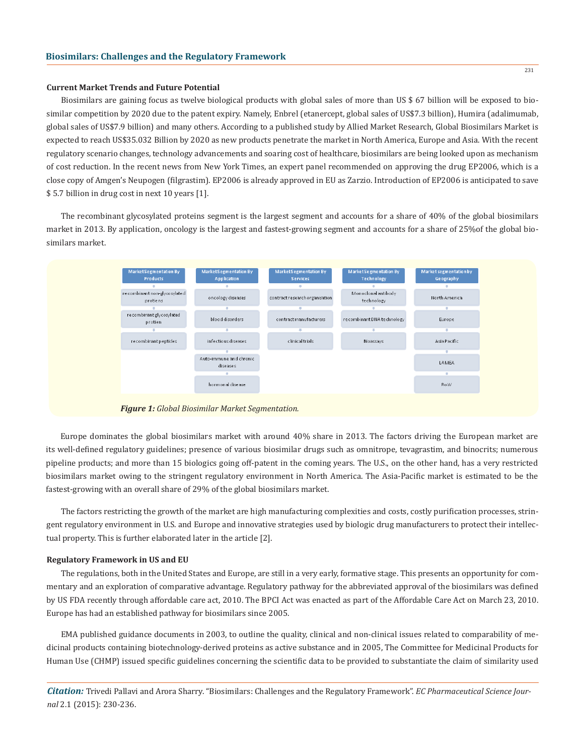### Current Market Trends and Future Potential

Biosimilars are gaining focus as twelve biological products with global sales of more than US $ 67 billion will be exposed to biosimilar competition by 2020 due to the patent expiry. Namely, Enbrel (etanercept, global sales of US$7.3 billion), Humira (adalimumab, global sales of US$7.9 billion) and many others. According to a published study by Allied Market Research, Global Biosimilars Market is expected to reach US$35.032 Billion by 2020 as new products penetrate the market in North America, Europe and Asia. With the recent regulatory scenario changes, technology advancements and soaring cost of healthcare, biosimilars are being looked upon as mechanism of cost reduction. In the recent news from New York Times, an expert panel recommended on approving the drug EP2006, which is a close copy of Amgen's Neupogen (filgrastim). EP2006 is already approved in EU as Zarzio. Introduction of EP2006 is anticipated to save $ 5.7 billion in drug cost in next 10 years [1].

The recombinant glycosylated proteins segment is the largest segment and accounts for a share of 40% of the global biosimilars market in 2013. By application, oncology is the largest and fastest-growing segment and accounts for a share of 25%of the global biosimilars market.

| Market Segmentation By Products | Market Segmentation By Application | Market Segmentation By Services | Market Segmentation By Technology | Market segmentation by Geography |
|---|---|---|---|---|
| recombinant non-glycosylated protiens | oncology diseases | contract research organisation | Monoclonal antibody technology | North America |
| recombinant glycosylated protien | blood disorders | contract manufacturers | recombinant DNA technology | Europe |
| recombinant peptides | infectious diseases | clinical trials | Bioassays | Asia Pacific |
| | Auto-immune and chronic diseases | | | LAMEA |
| | hormonal disease | | | RoW |

***Figure 1:** Global Biosimilar Market Segmentation.*

Europe dominates the global biosimilars market with around 40% share in 2013. The factors driving the European market are its well-defined regulatory guidelines; presence of various biosimilar drugs such as omnitrope, tevagrastim, and binocrits; numerous pipeline products; and more than 15 biologics going off-patent in the coming years. The U.S., on the other hand, has a very restricted biosimilars market owing to the stringent regulatory environment in North America. The Asia-Pacific market is estimated to be the fastest-growing with an overall share of 29% of the global biosimilars market.

The factors restricting the growth of the market are high manufacturing complexities and costs, costly purification processes, stringent regulatory environment in U.S. and Europe and innovative strategies used by biologic drug manufacturers to protect their intellectual property. This is further elaborated later in the article [2].

### Regulatory Framework in US and EU

The regulations, both in the United States and Europe, are still in a very early, formative stage. This presents an opportunity for commentary and an exploration of comparative advantage. Regulatory pathway for the abbreviated approval of the biosimilars was defined by US FDA recently through affordable care act, 2010. The BPCI Act was enacted as part of the Affordable Care Act on March 23, 2010. Europe has had an established pathway for biosimilars since 2005.

EMA published guidance documents in 2003, to outline the quality, clinical and non-clinical issues related to comparability of medicinal products containing biotechnology-derived proteins as active substance and in 2005, The Committee for Medicinal Products for Human Use (CHMP) issued specific guidelines concerning the scientific data to be provided to substantiate the claim of similarity used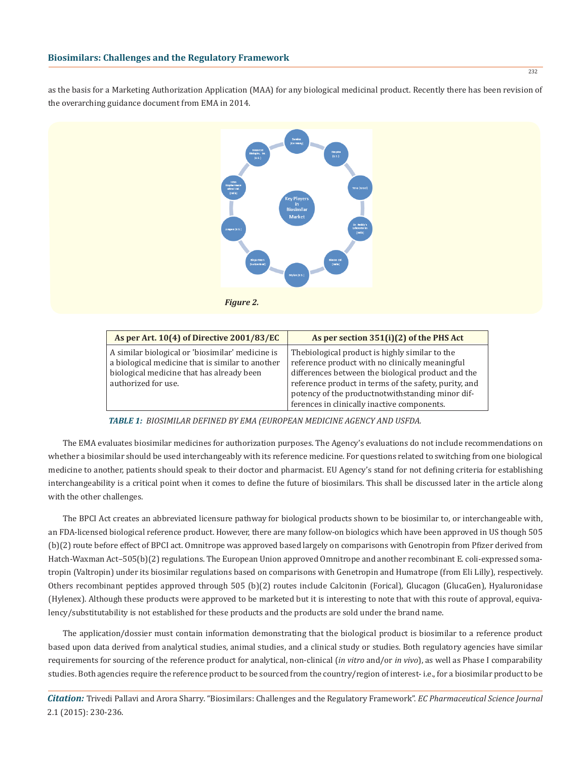as the basis for a Marketing Authorization Application (MAA) for any biological medicinal product. Recently there has been revision of the overarching guidance document from EMA in 2014.

*Figure 2.*

| As per Art. 10(4) of Directive 2001/83/EC | As per section 351(i)(2) of the PHS Act |
|---|---|
| A similar biological or 'biosimilar' medicine is a biological medicine that is similar to another biological medicine that has already been authorized for use. | Thebiological product is highly similar to the reference product with no clinically meaningful differences between the biological product and the reference product in terms of the safety, purity, and potency of the productnotwithstanding minor differences in clinically inactive components. |

*TABLE 1: BIOSIMILAR DEFINED BY EMA (EUROPEAN MEDICINE AGENCY AND USFDA.*

The EMA evaluates biosimilar medicines for authorization purposes. The Agency's evaluations do not include recommendations on whether a biosimilar should be used interchangeably with its reference medicine. For questions related to switching from one biological medicine to another, patients should speak to their doctor and pharmacist. EU Agency's stand for not defining criteria for establishing interchangeability is a critical point when it comes to define the future of biosimilars. This shall be discussed later in the article along with the other challenges.

The BPCI Act creates an abbreviated licensure pathway for biological products shown to be biosimilar to, or interchangeable with, an FDA-licensed biological reference product. However, there are many follow-on biologics which have been approved in US though 505 (b)(2) route before effect of BPCI act. Omnitrope was approved based largely on comparisons with Genotropin from Pfizer derived from Hatch-Waxman Act–505(b)(2) regulations. The European Union approved Omnitrope and another recombinant E. coli-expressed somatropin (Valtropin) under its biosimilar regulations based on comparisons with Genetropin and Humatrope (from Eli Lilly), respectively. Others recombinant peptides approved through 505 (b)(2) routes include Calcitonin (Forical), Glucagon (GlucaGen), Hyaluronidase (Hylenex). Although these products were approved to be marketed but it is interesting to note that with this route of approval, equivalency/substitutability is not established for these products and the products are sold under the brand name.

The application/dossier must contain information demonstrating that the biological product is biosimilar to a reference product based upon data derived from analytical studies, animal studies, and a clinical study or studies. Both regulatory agencies have similar requirements for sourcing of the reference product for analytical, non-clinical (*in vitro* and/or *in vivo*), as well as Phase I comparability studies. Both agencies require the reference product to be sourced from the country/region of interest- i.e., for a biosimilar product to be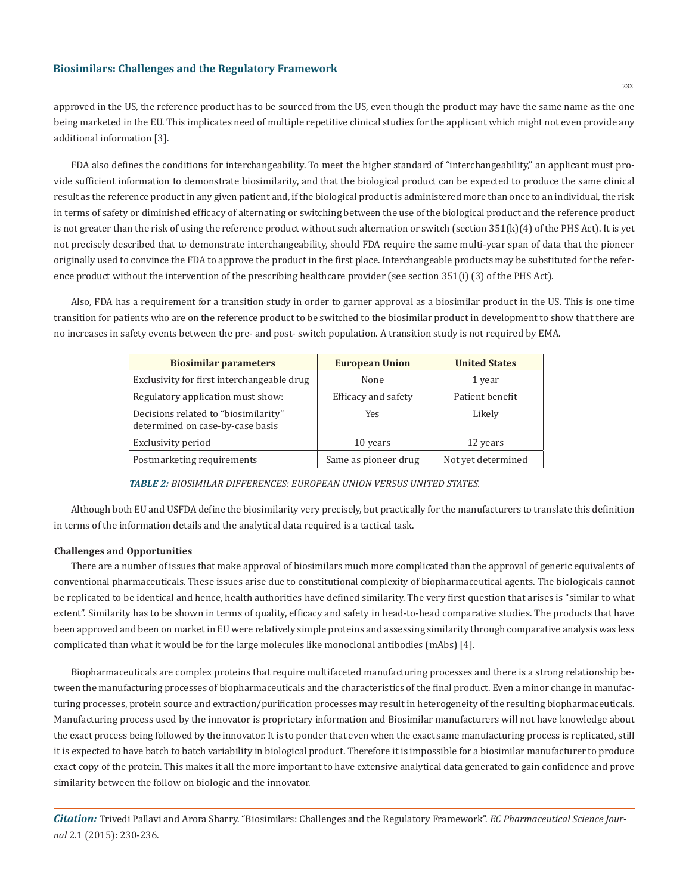approved in the US, the reference product has to be sourced from the US, even though the product may have the same name as the one being marketed in the EU. This implicates need of multiple repetitive clinical studies for the applicant which might not even provide any additional information [3].

FDA also defines the conditions for interchangeability. To meet the higher standard of "interchangeability," an applicant must provide sufficient information to demonstrate biosimilarity, and that the biological product can be expected to produce the same clinical result as the reference product in any given patient and, if the biological product is administered more than once to an individual, the risk in terms of safety or diminished efficacy of alternating or switching between the use of the biological product and the reference product is not greater than the risk of using the reference product without such alternation or switch (section 351(k)(4) of the PHS Act). It is yet not precisely described that to demonstrate interchangeability, should FDA require the same multi-year span of data that the pioneer originally used to convince the FDA to approve the product in the first place. Interchangeable products may be substituted for the reference product without the intervention of the prescribing healthcare provider (see section 351(i) (3) of the PHS Act).

Also, FDA has a requirement for a transition study in order to garner approval as a biosimilar product in the US. This is one time transition for patients who are on the reference product to be switched to the biosimilar product in development to show that there are no increases in safety events between the pre- and post- switch population. A transition study is not required by EMA.

| Biosimilar parameters | European Union | United States |
|---|---|---|
| Exclusivity for first interchangeable drug | None | 1 year |
| Regulatory application must show: | Efficacy and safety | Patient benefit |
| Decisions related to "biosimilarity" determined on case-by-case basis | Yes | Likely |
| Exclusivity period | 10 years | 12 years |
| Postmarketing requirements | Same as pioneer drug | Not yet determined |

***TABLE 2:*** *BIOSIMILAR DIFFERENCES: EUROPEAN UNION VERSUS UNITED STATES.*

Although both EU and USFDA define the biosimilarity very precisely, but practically for the manufacturers to translate this definition in terms of the information details and the analytical data required is a tactical task.

**Challenges and Opportunities**

There are a number of issues that make approval of biosimilars much more complicated than the approval of generic equivalents of conventional pharmaceuticals. These issues arise due to constitutional complexity of biopharmaceutical agents. The biologicals cannot be replicated to be identical and hence, health authorities have defined similarity. The very first question that arises is "similar to what extent". Similarity has to be shown in terms of quality, efficacy and safety in head-to-head comparative studies. The products that have been approved and been on market in EU were relatively simple proteins and assessing similarity through comparative analysis was less complicated than what it would be for the large molecules like monoclonal antibodies (mAbs) [4].

Biopharmaceuticals are complex proteins that require multifaceted manufacturing processes and there is a strong relationship between the manufacturing processes of biopharmaceuticals and the characteristics of the final product. Even a minor change in manufacturing processes, protein source and extraction/purification processes may result in heterogeneity of the resulting biopharmaceuticals. Manufacturing process used by the innovator is proprietary information and Biosimilar manufacturers will not have knowledge about the exact process being followed by the innovator. It is to ponder that even when the exact same manufacturing process is replicated, still it is expected to have batch to batch variability in biological product. Therefore it is impossible for a biosimilar manufacturer to produce exact copy of the protein. This makes it all the more important to have extensive analytical data generated to gain confidence and prove similarity between the follow on biologic and the innovator.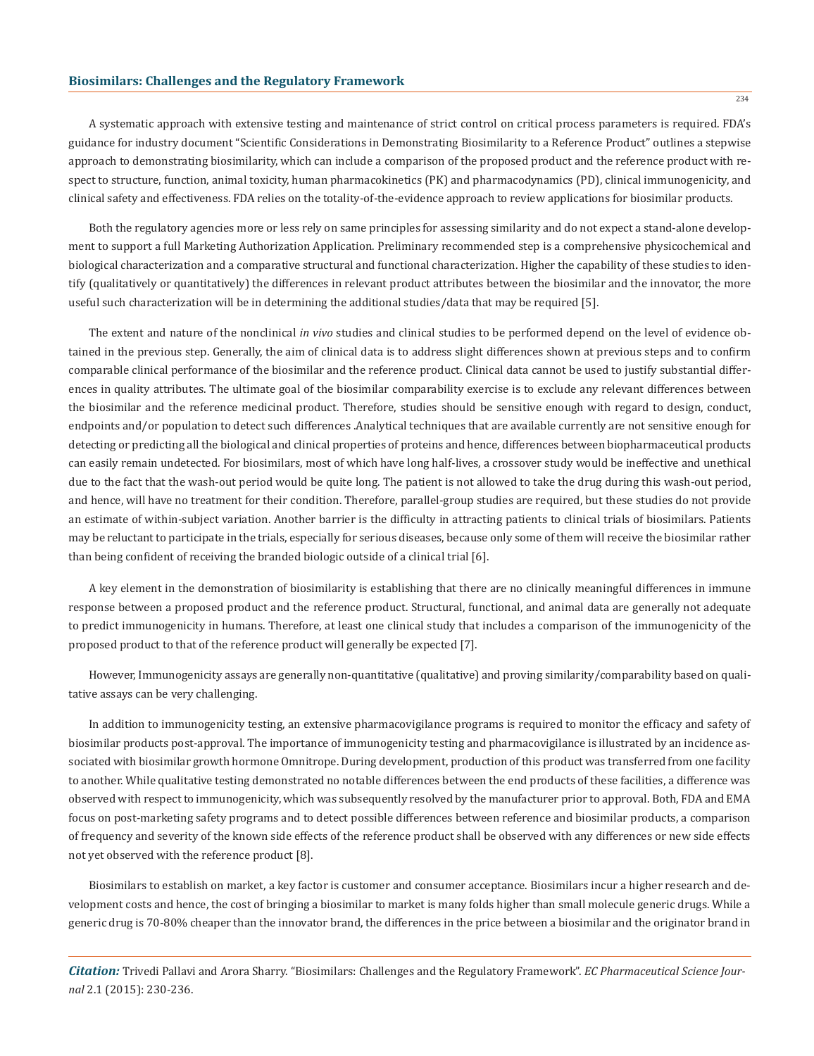A systematic approach with extensive testing and maintenance of strict control on critical process parameters is required. FDA's guidance for industry document "Scientific Considerations in Demonstrating Biosimilarity to a Reference Product" outlines a stepwise approach to demonstrating biosimilarity, which can include a comparison of the proposed product and the reference product with respect to structure, function, animal toxicity, human pharmacokinetics (PK) and pharmacodynamics (PD), clinical immunogenicity, and clinical safety and effectiveness. FDA relies on the totality-of-the-evidence approach to review applications for biosimilar products.

Both the regulatory agencies more or less rely on same principles for assessing similarity and do not expect a stand-alone development to support a full Marketing Authorization Application. Preliminary recommended step is a comprehensive physicochemical and biological characterization and a comparative structural and functional characterization. Higher the capability of these studies to identify (qualitatively or quantitatively) the differences in relevant product attributes between the biosimilar and the innovator, the more useful such characterization will be in determining the additional studies/data that may be required [5].

The extent and nature of the nonclinical *in vivo* studies and clinical studies to be performed depend on the level of evidence obtained in the previous step. Generally, the aim of clinical data is to address slight differences shown at previous steps and to confirm comparable clinical performance of the biosimilar and the reference product. Clinical data cannot be used to justify substantial differences in quality attributes. The ultimate goal of the biosimilar comparability exercise is to exclude any relevant differences between the biosimilar and the reference medicinal product. Therefore, studies should be sensitive enough with regard to design, conduct, endpoints and/or population to detect such differences .Analytical techniques that are available currently are not sensitive enough for detecting or predicting all the biological and clinical properties of proteins and hence, differences between biopharmaceutical products can easily remain undetected. For biosimilars, most of which have long half-lives, a crossover study would be ineffective and unethical due to the fact that the wash-out period would be quite long. The patient is not allowed to take the drug during this wash-out period, and hence, will have no treatment for their condition. Therefore, parallel-group studies are required, but these studies do not provide an estimate of within-subject variation. Another barrier is the difficulty in attracting patients to clinical trials of biosimilars. Patients may be reluctant to participate in the trials, especially for serious diseases, because only some of them will receive the biosimilar rather than being confident of receiving the branded biologic outside of a clinical trial [6].

A key element in the demonstration of biosimilarity is establishing that there are no clinically meaningful differences in immune response between a proposed product and the reference product. Structural, functional, and animal data are generally not adequate to predict immunogenicity in humans. Therefore, at least one clinical study that includes a comparison of the immunogenicity of the proposed product to that of the reference product will generally be expected [7].

However, Immunogenicity assays are generally non-quantitative (qualitative) and proving similarity/comparability based on qualitative assays can be very challenging.

In addition to immunogenicity testing, an extensive pharmacovigilance programs is required to monitor the efficacy and safety of biosimilar products post-approval. The importance of immunogenicity testing and pharmacovigilance is illustrated by an incidence associated with biosimilar growth hormone Omnitrope. During development, production of this product was transferred from one facility to another. While qualitative testing demonstrated no notable differences between the end products of these facilities, a difference was observed with respect to immunogenicity, which was subsequently resolved by the manufacturer prior to approval. Both, FDA and EMA focus on post-marketing safety programs and to detect possible differences between reference and biosimilar products, a comparison of frequency and severity of the known side effects of the reference product shall be observed with any differences or new side effects not yet observed with the reference product [8].

Biosimilars to establish on market, a key factor is customer and consumer acceptance. Biosimilars incur a higher research and development costs and hence, the cost of bringing a biosimilar to market is many folds higher than small molecule generic drugs. While a generic drug is 70-80% cheaper than the innovator brand, the differences in the price between a biosimilar and the originator brand in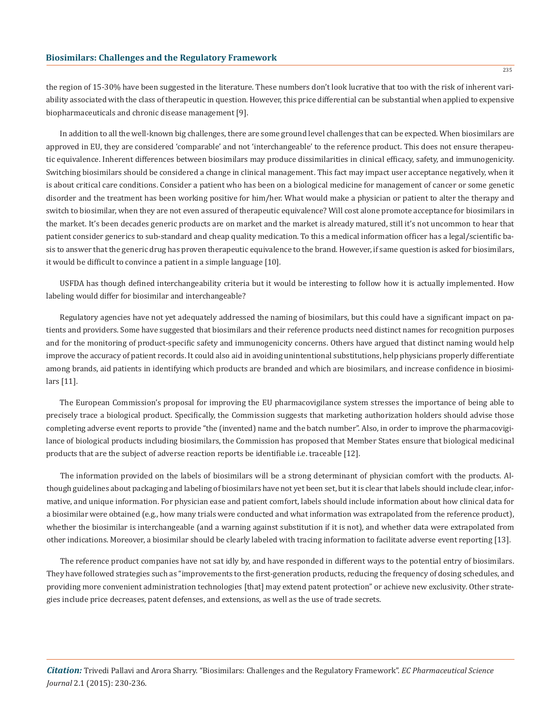the region of 15-30% have been suggested in the literature. These numbers don't look lucrative that too with the risk of inherent variability associated with the class of therapeutic in question. However, this price differential can be substantial when applied to expensive biopharmaceuticals and chronic disease management [9].

In addition to all the well-known big challenges, there are some ground level challenges that can be expected. When biosimilars are approved in EU, they are considered 'comparable' and not 'interchangeable' to the reference product. This does not ensure therapeutic equivalence. Inherent differences between biosimilars may produce dissimilarities in clinical efficacy, safety, and immunogenicity. Switching biosimilars should be considered a change in clinical management. This fact may impact user acceptance negatively, when it is about critical care conditions. Consider a patient who has been on a biological medicine for management of cancer or some genetic disorder and the treatment has been working positive for him/her. What would make a physician or patient to alter the therapy and switch to biosimilar, when they are not even assured of therapeutic equivalence? Will cost alone promote acceptance for biosimilars in the market. It's been decades generic products are on market and the market is already matured, still it's not uncommon to hear that patient consider generics to sub-standard and cheap quality medication. To this a medical information officer has a legal/scientific basis to answer that the generic drug has proven therapeutic equivalence to the brand. However, if same question is asked for biosimilars, it would be difficult to convince a patient in a simple language [10].

USFDA has though defined interchangeability criteria but it would be interesting to follow how it is actually implemented. How labeling would differ for biosimilar and interchangeable?

Regulatory agencies have not yet adequately addressed the naming of biosimilars, but this could have a significant impact on patients and providers. Some have suggested that biosimilars and their reference products need distinct names for recognition purposes and for the monitoring of product-specific safety and immunogenicity concerns. Others have argued that distinct naming would help improve the accuracy of patient records. It could also aid in avoiding unintentional substitutions, help physicians properly differentiate among brands, aid patients in identifying which products are branded and which are biosimilars, and increase confidence in biosimilars [11].

The European Commission's proposal for improving the EU pharmacovigilance system stresses the importance of being able to precisely trace a biological product. Specifically, the Commission suggests that marketing authorization holders should advise those completing adverse event reports to provide "the (invented) name and the batch number". Also, in order to improve the pharmacovigilance of biological products including biosimilars, the Commission has proposed that Member States ensure that biological medicinal products that are the subject of adverse reaction reports be identifiable i.e. traceable [12].

The information provided on the labels of biosimilars will be a strong determinant of physician comfort with the products. Although guidelines about packaging and labeling of biosimilars have not yet been set, but it is clear that labels should include clear, informative, and unique information. For physician ease and patient comfort, labels should include information about how clinical data for a biosimilar were obtained (e.g., how many trials were conducted and what information was extrapolated from the reference product), whether the biosimilar is interchangeable (and a warning against substitution if it is not), and whether data were extrapolated from other indications. Moreover, a biosimilar should be clearly labeled with tracing information to facilitate adverse event reporting [13].

The reference product companies have not sat idly by, and have responded in different ways to the potential entry of biosimilars. They have followed strategies such as "improvements to the first-generation products, reducing the frequency of dosing schedules, and providing more convenient administration technologies [that] may extend patent protection" or achieve new exclusivity. Other strategies include price decreases, patent defenses, and extensions, as well as the use of trade secrets.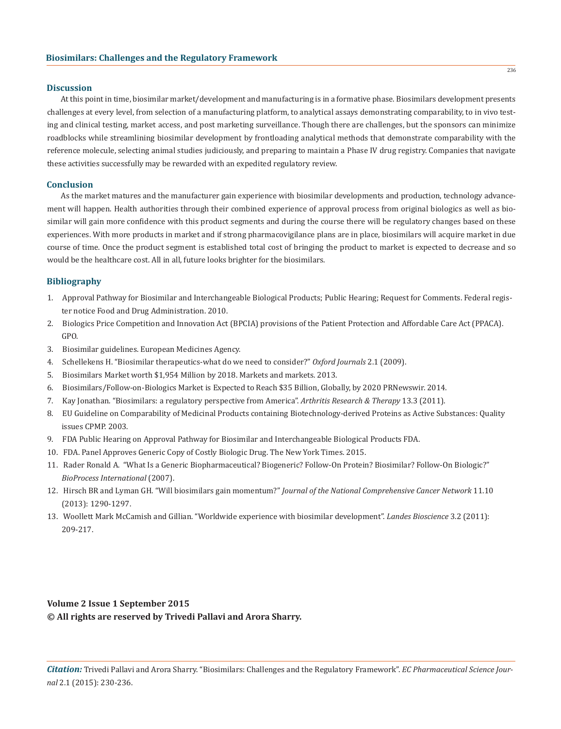## Discussion

At this point in time, biosimilar market/development and manufacturing is in a formative phase. Biosimilars development presents challenges at every level, from selection of a manufacturing platform, to analytical assays demonstrating comparability, to in vivo testing and clinical testing, market access, and post marketing surveillance. Though there are challenges, but the sponsors can minimize roadblocks while streamlining biosimilar development by frontloading analytical methods that demonstrate comparability with the reference molecule, selecting animal studies judiciously, and preparing to maintain a Phase IV drug registry. Companies that navigate these activities successfully may be rewarded with an expedited regulatory review.

## Conclusion

As the market matures and the manufacturer gain experience with biosimilar developments and production, technology advancement will happen. Health authorities through their combined experience of approval process from original biologics as well as biosimilar will gain more confidence with this product segments and during the course there will be regulatory changes based on these experiences. With more products in market and if strong pharmacovigilance plans are in place, biosimilars will acquire market in due course of time. Once the product segment is established total cost of bringing the product to market is expected to decrease and so would be the healthcare cost. All in all, future looks brighter for the biosimilars.

## Bibliography

1. Approval Pathway for Biosimilar and Interchangeable Biological Products; Public Hearing; Request for Comments. Federal register notice Food and Drug Administration. 2010.
2. Biologics Price Competition and Innovation Act (BPCIA) provisions of the Patient Protection and Affordable Care Act (PPACA). GPO.
3. Biosimilar guidelines. European Medicines Agency.
4. Schellekens H. "Biosimilar therapeutics-what do we need to consider?" *Oxford Journals* 2.1 (2009).
5. Biosimilars Market worth $1,954 Million by 2018. Markets and markets. 2013.
6. Biosimilars/Follow-on-Biologics Market is Expected to Reach $35 Billion, Globally, by 2020 PRNewswir. 2014.
7. Kay Jonathan. "Biosimilars: a regulatory perspective from America". *Arthritis Research & Therapy* 13.3 (2011).
8. EU Guideline on Comparability of Medicinal Products containing Biotechnology-derived Proteins as Active Substances: Quality issues CPMP. 2003.
9. FDA Public Hearing on Approval Pathway for Biosimilar and Interchangeable Biological Products FDA.
10. FDA. Panel Approves Generic Copy of Costly Biologic Drug. The New York Times. 2015.
11. Rader Ronald A. "What Is a Generic Biopharmaceutical? Biogeneric? Follow-On Protein? Biosimilar? Follow-On Biologic?" *BioProcess International* (2007).
12. Hirsch BR and Lyman GH. "Will biosimilars gain momentum?" *Journal of the National Comprehensive Cancer Network* 11.10 (2013): 1290-1297.
13. Woollett Mark McCamish and Gillian. "Worldwide experience with biosimilar development". *Landes Bioscience* 3.2 (2011): 209-217.

**Volume 2 Issue 1 September 2015**
**© All rights are reserved by Trivedi Pallavi and Arora Sharry.**